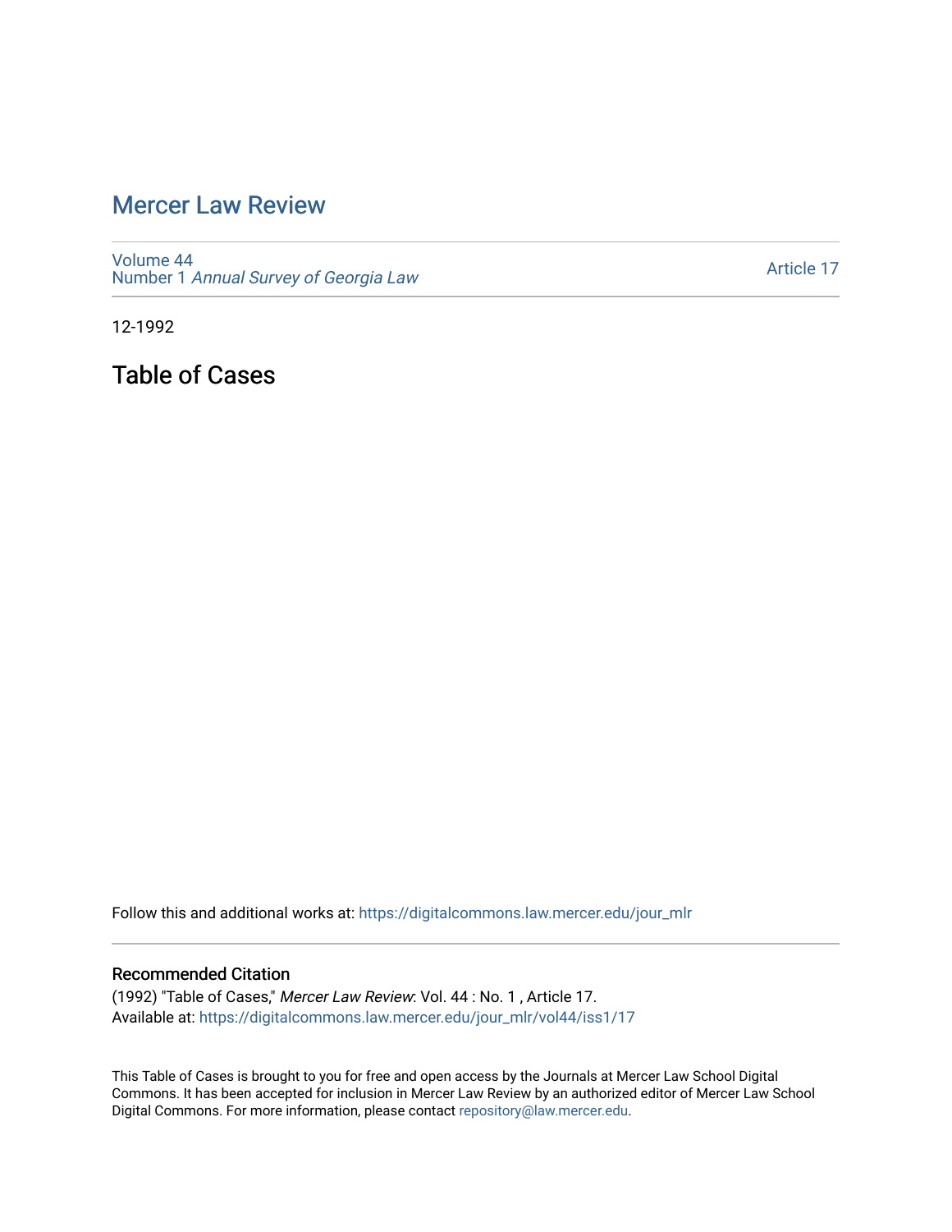# Mercer Law Review

Volume 44
Number 1 *Annual Survey of Georgia Law*

Article 17

12-1992

## Table of Cases

Follow this and additional works at: https://digitalcommons.law.mercer.edu/jour_mlr

### Recommended Citation

(1992) "Table of Cases," *Mercer Law Review*: Vol. 44 : No. 1 , Article 17.
Available at: https://digitalcommons.law.mercer.edu/jour_mlr/vol44/iss1/17

This Table of Cases is brought to you for free and open access by the Journals at Mercer Law School Digital Commons. It has been accepted for inclusion in Mercer Law Review by an authorized editor of Mercer Law School Digital Commons. For more information, please contact repository@law.mercer.edu.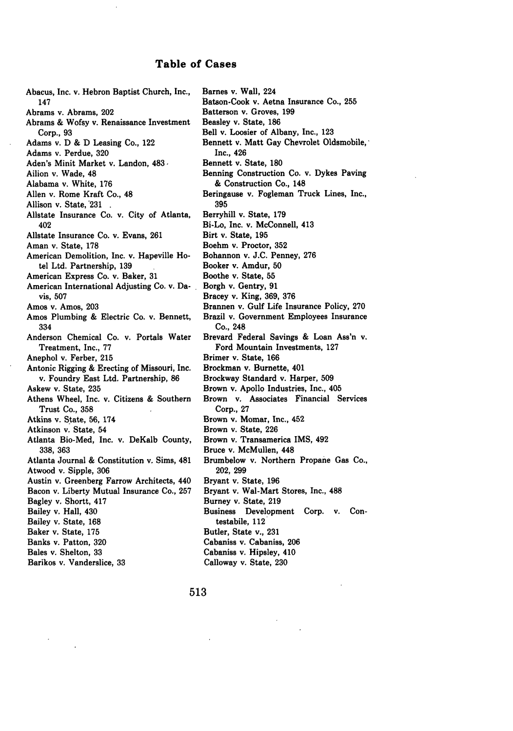# Table of Cases

Abacus, Inc. v. Hebron Baptist Church, Inc., 147
Abrams v. Abrams, 202
Abrams & Wofsy v. Renaissance Investment Corp., 93
Adams v. D & D Leasing Co., 122
Adams v. Perdue, 320
Aden's Minit Market v. Landon, 483
Ailion v. Wade, 48
Alabama v. White, 176
Allen v. Rome Kraft Co., 48
Allison v. State, 231
Allstate Insurance Co. v. City of Atlanta, 402
Allstate Insurance Co. v. Evans, 261
Aman v. State, 178
American Demolition, Inc. v. Hapeville Hotel Ltd. Partnership, 139
American Express Co. v. Baker, 31
American International Adjusting Co. v. Davis, 507
Amos v. Amos, 203
Amos Plumbing & Electric Co. v. Bennett, 334
Anderson Chemical Co. v. Portals Water Treatment, Inc., 77
Anephol v. Ferber, 215
Antonic Rigging & Erecting of Missouri, Inc. v. Foundry East Ltd. Partnership, 86
Askew v. State, 235
Athens Wheel, Inc. v. Citizens & Southern Trust Co., 358
Atkins v. State, 56, 174
Atkinson v. State, 54
Atlanta Bio-Med, Inc. v. DeKalb County, 338, 363
Atlanta Journal & Constitution v. Sims, 481
Atwood v. Sipple, 306
Austin v. Greenberg Farrow Architects, 440
Bacon v. Liberty Mutual Insurance Co., 257
Bagley v. Shortt, 417
Bailey v. Hall, 430
Bailey v. State, 168
Baker v. State, 175
Banks v. Patton, 320
Bales v. Shelton, 33
Barikos v. Vanderslice, 33
Barnes v. Wall, 224
Batson-Cook v. Aetna Insurance Co., 255
Batterson v. Groves, 199
Beasley v. State, 186
Bell v. Loosier of Albany, Inc., 123
Bennett v. Matt Gay Chevrolet Oldsmobile, Inc., 426
Bennett v. State, 180
Benning Construction Co. v. Dykes Paving & Construction Co., 148
Beringause v. Fogleman Truck Lines, Inc., 395
Berryhill v. State, 179
Bi-Lo, Inc. v. McConnell, 413
Birt v. State, 195
Boehm v. Proctor, 352
Bohannon v. J.C. Penney, 276
Booker v. Amdur, 50
Boothe v. State, 55
Borgh v. Gentry, 91
Bracey v. King, 369, 376
Brannen v. Gulf Life Insurance Policy, 270
Brazil v. Government Employees Insurance Co., 248
Brevard Federal Savings & Loan Ass'n v. Ford Mountain Investments, 127
Brimer v. State, 166
Brockman v. Burnette, 401
Brockway Standard v. Harper, 509
Brown v. Apollo Industries, Inc., 405
Brown v. Associates Financial Services Corp., 27
Brown v. Momar, Inc., 452
Brown v. State, 226
Brown v. Transamerica IMS, 492
Bruce v. McMullen, 448
Brumbelow v. Northern Propane Gas Co., 202, 299
Bryant v. State, 196
Bryant v. Wal-Mart Stores, Inc., 488
Burney v. State, 219
Business Development Corp. v. Contestabile, 112
Butler, State v., 231
Cabaniss v. Cabaniss, 206
Cabaniss v. Hipsley, 410
Calloway v. State, 230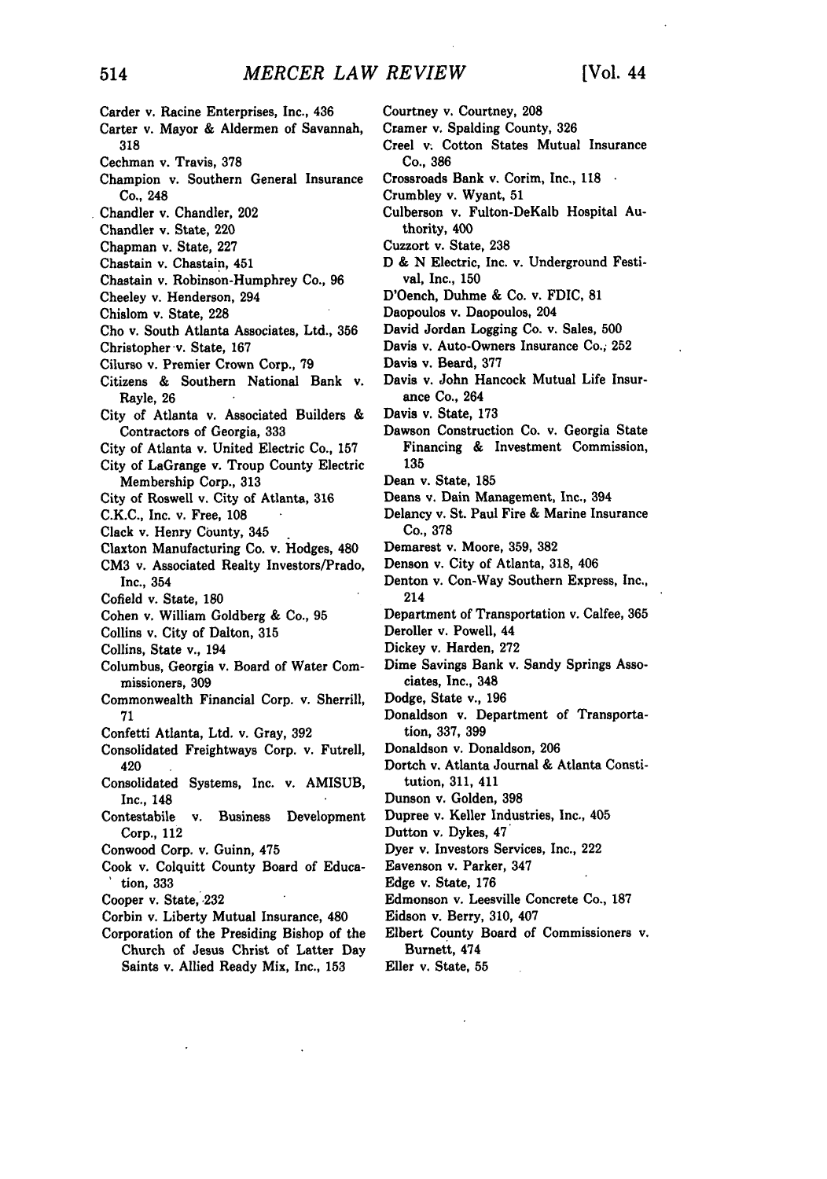Carder v. Racine Enterprises, Inc., 436
Carter v. Mayor & Aldermen of Savannah, 318
Cechman v. Travis, 378
Champion v. Southern General Insurance Co., 248
Chandler v. Chandler, 202
Chandler v. State, 220
Chapman v. State, 227
Chastain v. Chastain, 451
Chastain v. Robinson-Humphrey Co., 96
Cheeley v. Henderson, 294
Chislom v. State, 228
Cho v. South Atlanta Associates, Ltd., 356
Christopher v. State, 167
Cilurso v. Premier Crown Corp., 79
Citizens & Southern National Bank v. Rayle, 26
City of Atlanta v. Associated Builders & Contractors of Georgia, 333
City of Atlanta v. United Electric Co., 157
City of LaGrange v. Troup County Electric Membership Corp., 313
City of Roswell v. City of Atlanta, 316
C.K.C., Inc. v. Free, 108
Clack v. Henry County, 345
Claxton Manufacturing Co. v. Hodges, 480
CM3 v. Associated Realty Investors/Prado, Inc., 354
Cofield v. State, 180
Cohen v. William Goldberg & Co., 95
Collins v. City of Dalton, 315
Collins, State v., 194
Columbus, Georgia v. Board of Water Commissioners, 309
Commonwealth Financial Corp. v. Sherrill, 71
Confetti Atlanta, Ltd. v. Gray, 392
Consolidated Freightways Corp. v. Futrell, 420
Consolidated Systems, Inc. v. AMISUB, Inc., 148
Contestabile v. Business Development Corp., 112
Conwood Corp. v. Guinn, 475
Cook v. Colquitt County Board of Education, 333
Cooper v. State, 232
Corbin v. Liberty Mutual Insurance, 480
Corporation of the Presiding Bishop of the Church of Jesus Christ of Latter Day Saints v. Allied Ready Mix, Inc., 153
Courtney v. Courtney, 208
Cramer v. Spalding County, 326
Creel v. Cotton States Mutual Insurance Co., 386
Crossroads Bank v. Corim, Inc., 118
Crumbley v. Wyant, 51
Culberson v. Fulton-DeKalb Hospital Authority, 400
Cuzzort v. State, 238
D & N Electric, Inc. v. Underground Festival, Inc., 150
D'Oench, Duhme & Co. v. FDIC, 81
Daopoulos v. Daopoulos, 204
David Jordan Logging Co. v. Sales, 500
Davis v. Auto-Owners Insurance Co., 252
Davis v. Beard, 377
Davis v. John Hancock Mutual Life Insurance Co., 264
Davis v. State, 173
Dawson Construction Co. v. Georgia State Financing & Investment Commission, 135
Dean v. State, 185
Deans v. Dain Management, Inc., 394
Delancy v. St. Paul Fire & Marine Insurance Co., 378
Demarest v. Moore, 359, 382
Denson v. City of Atlanta, 318, 406
Denton v. Con-Way Southern Express, Inc., 214
Department of Transportation v. Calfee, 365
Deroller v. Powell, 44
Dickey v. Harden, 272
Dime Savings Bank v. Sandy Springs Associates, Inc., 348
Dodge, State v., 196
Donaldson v. Department of Transportation, 337, 399
Donaldson v. Donaldson, 206
Dortch v. Atlanta Journal & Atlanta Constitution, 311, 411
Dunson v. Golden, 398
Dupree v. Keller Industries, Inc., 405
Dutton v. Dykes, 47
Dyer v. Investors Services, Inc., 222
Eavenson v. Parker, 347
Edge v. State, 176
Edmonson v. Leesville Concrete Co., 187
Eidson v. Berry, 310, 407
Elbert County Board of Commissioners v. Burnett, 474
Eller v. State, 55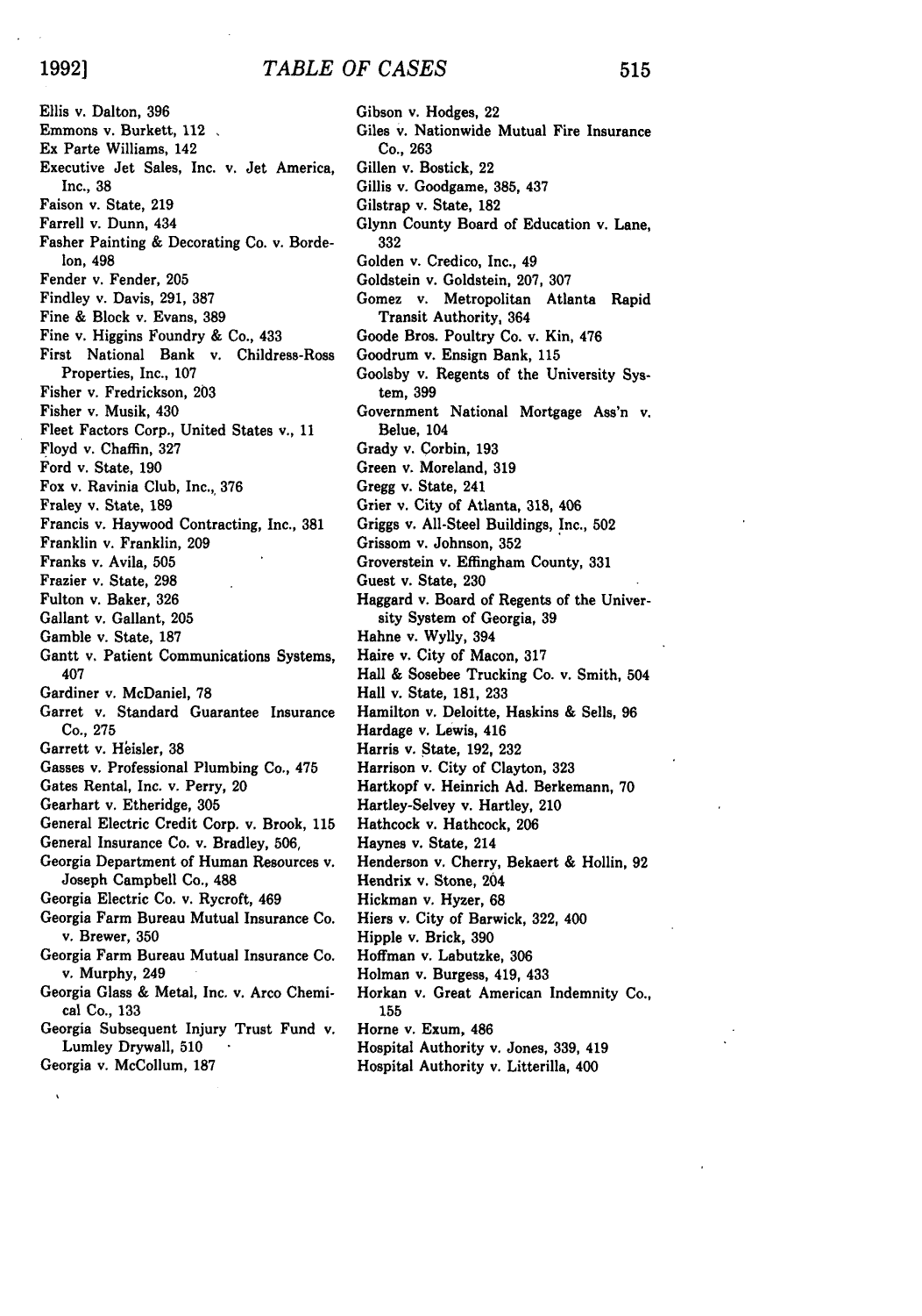Ellis v. Dalton, 396
Emmons v. Burkett, 112
Ex Parte Williams, 142
Executive Jet Sales, Inc. v. Jet America, Inc., 38
Faison v. State, 219
Farrell v. Dunn, 434
Fasher Painting & Decorating Co. v. Bordelon, 498
Fender v. Fender, 205
Findley v. Davis, 291, 387
Fine & Block v. Evans, 389
Fine v. Higgins Foundry & Co., 433
First National Bank v. Childress-Ross Properties, Inc., 107
Fisher v. Fredrickson, 203
Fisher v. Musik, 430
Fleet Factors Corp., United States v., 11
Floyd v. Chaffin, 327
Ford v. State, 190
Fox v. Ravinia Club, Inc., 376
Fraley v. State, 189
Francis v. Haywood Contracting, Inc., 381
Franklin v. Franklin, 209
Franks v. Avila, 505
Frazier v. State, 298
Fulton v. Baker, 326
Gallant v. Gallant, 205
Gamble v. State, 187
Gantt v. Patient Communications Systems, 407
Gardiner v. McDaniel, 78
Garret v. Standard Guarantee Insurance Co., 275
Garrett v. Heisler, 38
Gasses v. Professional Plumbing Co., 475
Gates Rental, Inc. v. Perry, 20
Gearhart v. Etheridge, 305
General Electric Credit Corp. v. Brook, 115
General Insurance Co. v. Bradley, 506,
Georgia Department of Human Resources v. Joseph Campbell Co., 488
Georgia Electric Co. v. Rycroft, 469
Georgia Farm Bureau Mutual Insurance Co. v. Brewer, 350
Georgia Farm Bureau Mutual Insurance Co. v. Murphy, 249
Georgia Glass & Metal, Inc. v. Arco Chemical Co., 133
Georgia Subsequent Injury Trust Fund v. Lumley Drywall, 510
Georgia v. McCollum, 187
Gibson v. Hodges, 22
Giles v. Nationwide Mutual Fire Insurance Co., 263
Gillen v. Bostick, 22
Gillis v. Goodgame, 385, 437
Gilstrap v. State, 182
Glynn County Board of Education v. Lane, 332
Golden v. Credico, Inc., 49
Goldstein v. Goldstein, 207, 307
Gomez v. Metropolitan Atlanta Rapid Transit Authority, 364
Goode Bros. Poultry Co. v. Kin, 476
Goodrum v. Ensign Bank, 115
Goolsby v. Regents of the University System, 399
Government National Mortgage Ass'n v. Belue, 104
Grady v. Corbin, 193
Green v. Moreland, 319
Gregg v. State, 241
Grier v. City of Atlanta, 318, 406
Griggs v. All-Steel Buildings, Inc., 502
Grissom v. Johnson, 352
Groverstein v. Effingham County, 331
Guest v. State, 230
Haggard v. Board of Regents of the University System of Georgia, 39
Hahne v. Wylly, 394
Haire v. City of Macon, 317
Hall & Sosebee Trucking Co. v. Smith, 504
Hall v. State, 181, 233
Hamilton v. Deloitte, Haskins & Sells, 96
Hardage v. Lewis, 416
Harris v. State, 192, 232
Harrison v. City of Clayton, 323
Hartkopf v. Heinrich Ad. Berkemann, 70
Hartley-Selvey v. Hartley, 210
Hathcock v. Hathcock, 206
Haynes v. State, 214
Henderson v. Cherry, Bekaert & Hollin, 92
Hendrix v. Stone, 204
Hickman v. Hyzer, 68
Hiers v. City of Barwick, 322, 400
Hipple v. Brick, 390
Hoffman v. Labutzke, 306
Holman v. Burgess, 419, 433
Horkan v. Great American Indemnity Co., 155
Horne v. Exum, 486
Hospital Authority v. Jones, 339, 419
Hospital Authority v. Litterilla, 400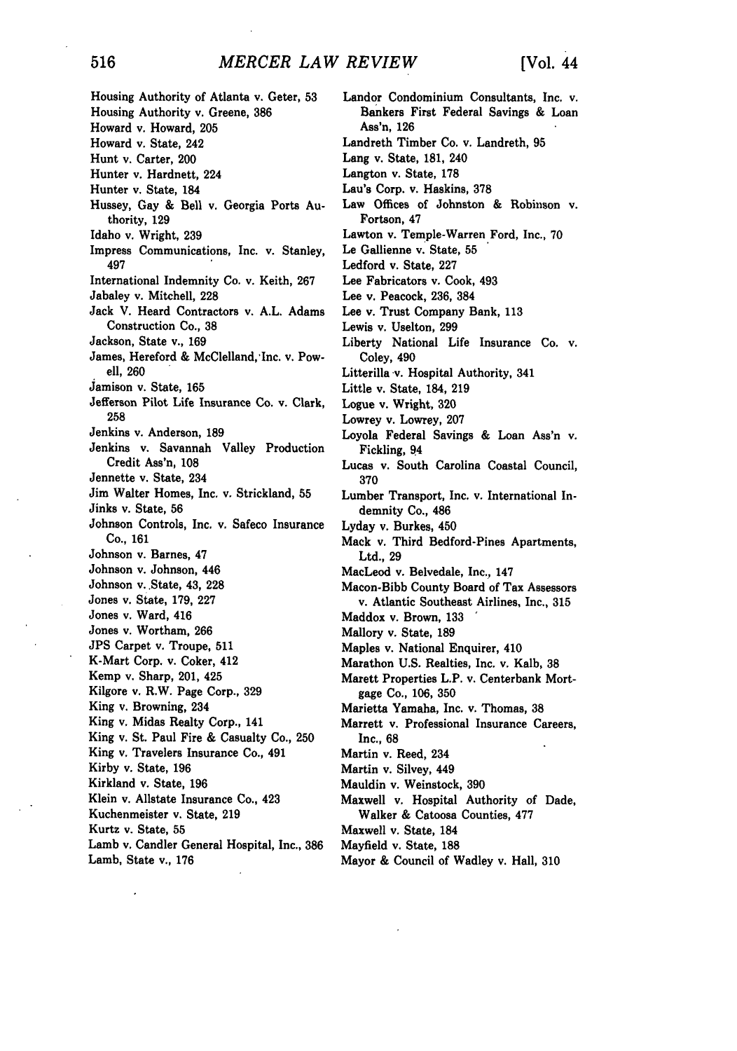Housing Authority of Atlanta v. Geter, 53
Housing Authority v. Greene, 386
Howard v. Howard, 205
Howard v. State, 242
Hunt v. Carter, 200
Hunter v. Hardnett, 224
Hunter v. State, 184
Hussey, Gay & Bell v. Georgia Ports Authority, 129
Idaho v. Wright, 239
Impress Communications, Inc. v. Stanley, 497
International Indemnity Co. v. Keith, 267
Jabaley v. Mitchell, 228
Jack V. Heard Contractors v. A.L. Adams Construction Co., 38
Jackson, State v., 169
James, Hereford & McClelland, Inc. v. Powell, 260
Jamison v. State, 165
Jefferson Pilot Life Insurance Co. v. Clark, 258
Jenkins v. Anderson, 189
Jenkins v. Savannah Valley Production Credit Ass'n, 108
Jennette v. State, 234
Jim Walter Homes, Inc. v. Strickland, 55
Jinks v. State, 56
Johnson Controls, Inc. v. Safeco Insurance Co., 161
Johnson v. Barnes, 47
Johnson v. Johnson, 446
Johnson v. State, 43, 228
Jones v. State, 179, 227
Jones v. Ward, 416
Jones v. Wortham, 266
JPS Carpet v. Troupe, 511
K-Mart Corp. v. Coker, 412
Kemp v. Sharp, 201, 425
Kilgore v. R.W. Page Corp., 329
King v. Browning, 234
King v. Midas Realty Corp., 141
King v. St. Paul Fire & Casualty Co., 250
King v. Travelers Insurance Co., 491
Kirby v. State, 196
Kirkland v. State, 196
Klein v. Allstate Insurance Co., 423
Kuchenmeister v. State, 219
Kurtz v. State, 55
Lamb v. Candler General Hospital, Inc., 386
Lamb, State v., 176
Landor Condominium Consultants, Inc. v. Bankers First Federal Savings & Loan Ass'n, 126
Landreth Timber Co. v. Landreth, 95
Lang v. State, 181, 240
Langton v. State, 178
Lau's Corp. v. Haskins, 378
Law Offices of Johnston & Robinson v. Fortson, 47
Lawton v. Temple-Warren Ford, Inc., 70
Le Gallienne v. State, 55
Ledford v. State, 227
Lee Fabricators v. Cook, 493
Lee v. Peacock, 236, 384
Lee v. Trust Company Bank, 113
Lewis v. Uselton, 299
Liberty National Life Insurance Co. v. Coley, 490
Litterilla v. Hospital Authority, 341
Little v. State, 184, 219
Logue v. Wright, 320
Lowrey v. Lowrey, 207
Loyola Federal Savings & Loan Ass'n v. Fickling, 94
Lucas v. South Carolina Coastal Council, 370
Lumber Transport, Inc. v. International Indemnity Co., 486
Lyday v. Burkes, 450
Mack v. Third Bedford-Pines Apartments, Ltd., 29
MacLeod v. Belvedale, Inc., 147
Macon-Bibb County Board of Tax Assessors v. Atlantic Southeast Airlines, Inc., 315
Maddox v. Brown, 133
Mallory v. State, 189
Maples v. National Enquirer, 410
Marathon U.S. Realties, Inc. v. Kalb, 38
Marett Properties L.P. v. Centerbank Mortgage Co., 106, 350
Marietta Yamaha, Inc. v. Thomas, 38
Marrett v. Professional Insurance Careers, Inc., 68
Martin v. Reed, 234
Martin v. Silvey, 449
Mauldin v. Weinstock, 390
Maxwell v. Hospital Authority of Dade, Walker & Catoosa Counties, 477
Maxwell v. State, 184
Mayfield v. State, 188
Mayor & Council of Wadley v. Hall, 310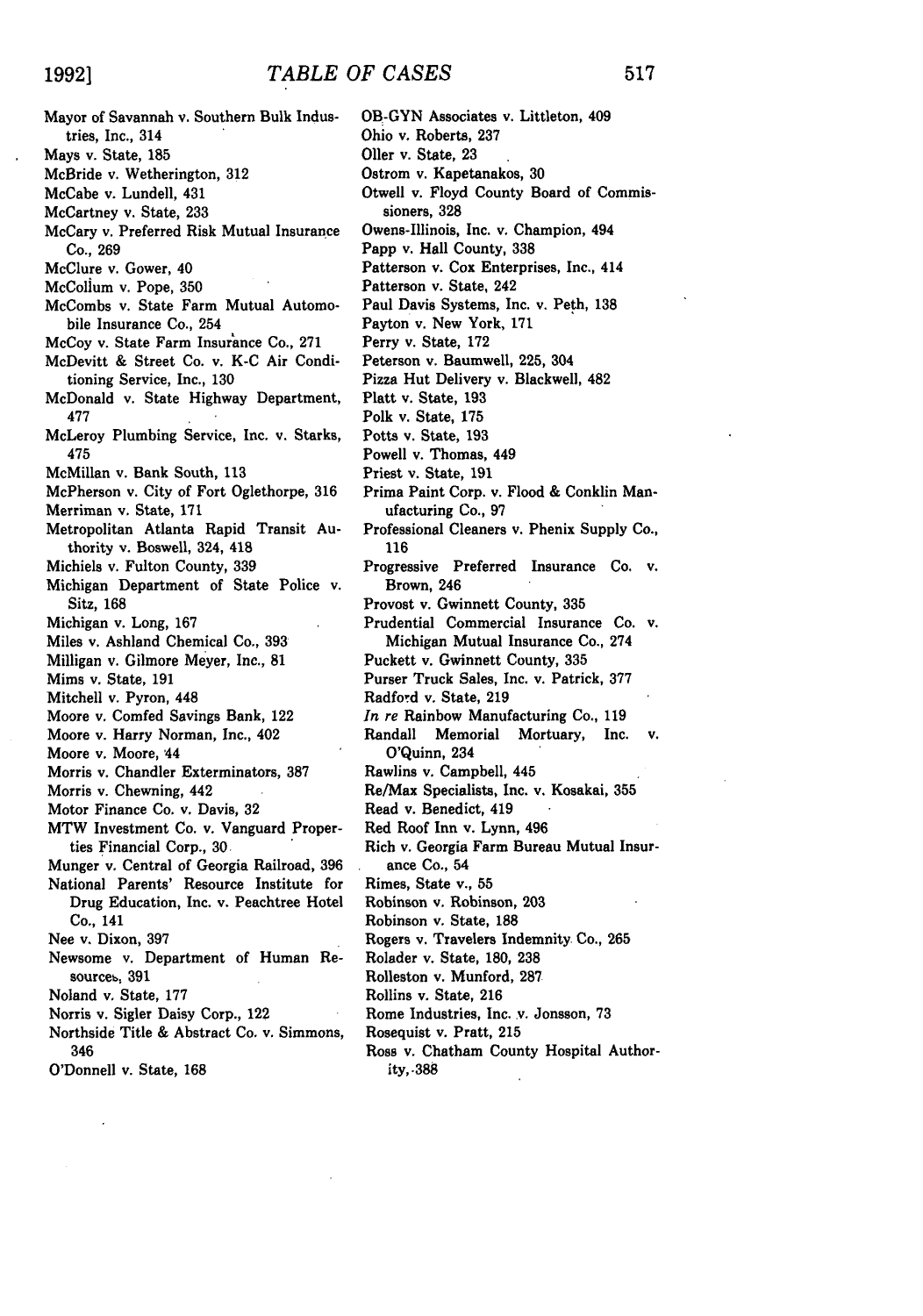Mayor of Savannah v. Southern Bulk Industries, Inc., 314
Mays v. State, 185
McBride v. Wetherington, 312
McCabe v. Lundell, 431
McCartney v. State, 233
McCary v. Preferred Risk Mutual Insurance Co., 269
McClure v. Gower, 40
McCollum v. Pope, 350
McCombs v. State Farm Mutual Automobile Insurance Co., 254
McCoy v. State Farm Insurance Co., 271
McDevitt & Street Co. v. K-C Air Conditioning Service, Inc., 130
McDonald v. State Highway Department, 477
McLeroy Plumbing Service, Inc. v. Starks, 475
McMillan v. Bank South, 113
McPherson v. City of Fort Oglethorpe, 316
Merriman v. State, 171
Metropolitan Atlanta Rapid Transit Authority v. Boswell, 324, 418
Michiels v. Fulton County, 339
Michigan Department of State Police v. Sitz, 168
Michigan v. Long, 167
Miles v. Ashland Chemical Co., 393
Milligan v. Gilmore Meyer, Inc., 81
Mims v. State, 191
Mitchell v. Pyron, 448
Moore v. Comfed Savings Bank, 122
Moore v. Harry Norman, Inc., 402
Moore v. Moore, 44
Morris v. Chandler Exterminators, 387
Morris v. Chewning, 442
Motor Finance Co. v. Davis, 32
MTW Investment Co. v. Vanguard Properties Financial Corp., 30
Munger v. Central of Georgia Railroad, 396
National Parents' Resource Institute for Drug Education, Inc. v. Peachtree Hotel Co., 141
Nee v. Dixon, 397
Newsome v. Department of Human Resources, 391
Noland v. State, 177
Norris v. Sigler Daisy Corp., 122
Northside Title & Abstract Co. v. Simmons, 346
O'Donnell v. State, 168
OB-GYN Associates v. Littleton, 409
Ohio v. Roberts, 237
Oller v. State, 23
Ostrom v. Kapetanakos, 30
Otwell v. Floyd County Board of Commissioners, 328
Owens-Illinois, Inc. v. Champion, 494
Papp v. Hall County, 338
Patterson v. Cox Enterprises, Inc., 414
Patterson v. State, 242
Paul Davis Systems, Inc. v. Peth, 138
Payton v. New York, 171
Perry v. State, 172
Peterson v. Baumwell, 225, 304
Pizza Hut Delivery v. Blackwell, 482
Platt v. State, 193
Polk v. State, 175
Potts v. State, 193
Powell v. Thomas, 449
Priest v. State, 191
Prima Paint Corp. v. Flood & Conklin Manufacturing Co., 97
Professional Cleaners v. Phenix Supply Co., 116
Progressive Preferred Insurance Co. v. Brown, 246
Provost v. Gwinnett County, 335
Prudential Commercial Insurance Co. v. Michigan Mutual Insurance Co., 274
Puckett v. Gwinnett County, 335
Purser Truck Sales, Inc. v. Patrick, 377
Radford v. State, 219
*In re* Rainbow Manufacturing Co., 119
Randall Memorial Mortuary, Inc. v. O'Quinn, 234
Rawlins v. Campbell, 445
Re/Max Specialists, Inc. v. Kosakai, 355
Read v. Benedict, 419
Red Roof Inn v. Lynn, 496
Rich v. Georgia Farm Bureau Mutual Insurance Co., 54
Rimes, State v., 55
Robinson v. Robinson, 203
Robinson v. State, 188
Rogers v. Travelers Indemnity Co., 265
Rolader v. State, 180, 238
Rolleston v. Munford, 287
Rollins v. State, 216
Rome Industries, Inc. v. Jonsson, 73
Rosequist v. Pratt, 215
Ross v. Chatham County Hospital Authority, 388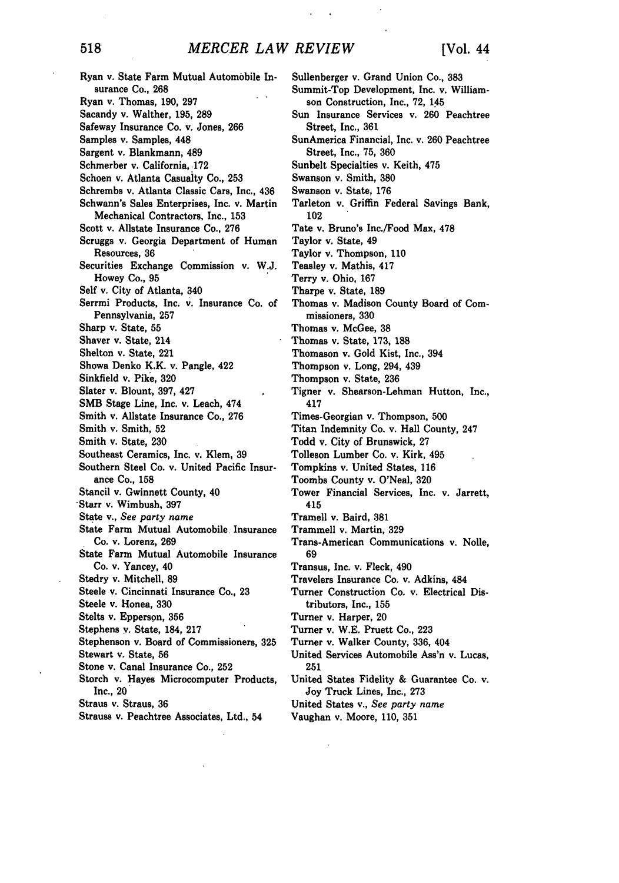Ryan v. State Farm Mutual Automobile Insurance Co., 268
Ryan v. Thomas, 190, 297
Sacandy v. Walther, 195, 289
Safeway Insurance Co. v. Jones, 266
Samples v. Samples, 448
Sargent v. Blankmann, 489
Schmerber v. California, 172
Schoen v. Atlanta Casualty Co., 253
Schrembs v. Atlanta Classic Cars, Inc., 436
Schwann's Sales Enterprises, Inc. v. Martin Mechanical Contractors, Inc., 153
Scott v. Allstate Insurance Co., 276
Scruggs v. Georgia Department of Human Resources, 36
Securities Exchange Commission v. W.J. Howey Co., 95
Self v. City of Atlanta, 340
Serrmi Products, Inc. v. Insurance Co. of Pennsylvania, 257
Sharp v. State, 55
Shaver v. State, 214
Shelton v. State, 221
Showa Denko K.K. v. Pangle, 422
Sinkfield v. Pike, 320
Slater v. Blount, 397, 427
SMB Stage Line, Inc. v. Leach, 474
Smith v. Allstate Insurance Co., 276
Smith v. Smith, 52
Smith v. State, 230
Southeast Ceramics, Inc. v. Klem, 39
Southern Steel Co. v. United Pacific Insurance Co., 158
Stancil v. Gwinnett County, 40
Starr v. Wimbush, 397
State v., *See party name*
State Farm Mutual Automobile Insurance Co. v. Lorenz, 269
State Farm Mutual Automobile Insurance Co. v. Yancey, 40
Stedry v. Mitchell, 89
Steele v. Cincinnati Insurance Co., 23
Steele v. Honea, 330
Stelts v. Epperson, 356
Stephens v. State, 184, 217
Stephenson v. Board of Commissioners, 325
Stewart v. State, 56
Stone v. Canal Insurance Co., 252
Storch v. Hayes Microcomputer Products, Inc., 20
Straus v. Straus, 36
Strauss v. Peachtree Associates, Ltd., 54
Sullenberger v. Grand Union Co., 383
Summit-Top Development, Inc. v. Williamson Construction, Inc., 72, 145
Sun Insurance Services v. 260 Peachtree Street, Inc., 361
SunAmerica Financial, Inc. v. 260 Peachtree Street, Inc., 75, 360
Sunbelt Specialties v. Keith, 475
Swanson v. Smith, 380
Swanson v. State, 176
Tarleton v. Griffin Federal Savings Bank, 102
Tate v. Bruno's Inc./Food Max, 478
Taylor v. State, 49
Taylor v. Thompson, 110
Teasley v. Mathis, 417
Terry v. Ohio, 167
Tharpe v. State, 189
Thomas v. Madison County Board of Commissioners, 330
Thomas v. McGee, 38
Thomas v. State, 173, 188
Thomason v. Gold Kist, Inc., 394
Thompson v. Long, 294, 439
Thompson v. State, 236
Tigner v. Shearson-Lehman Hutton, Inc., 417
Times-Georgian v. Thompson, 500
Titan Indemnity Co. v. Hall County, 247
Todd v. City of Brunswick, 27
Tolleson Lumber Co. v. Kirk, 495
Tompkins v. United States, 116
Toombs County v. O'Neal, 320
Tower Financial Services, Inc. v. Jarrett, 415
Tramell v. Baird, 381
Trammell v. Martin, 329
Trans-American Communications v. Nolle, 69
Transus, Inc. v. Fleck, 490
Travelers Insurance Co. v. Adkins, 484
Turner Construction Co. v. Electrical Distributors, Inc., 155
Turner v. Harper, 20
Turner v. W.E. Pruett Co., 223
Turner v. Walker County, 336, 404
United Services Automobile Ass'n v. Lucas, 251
United States Fidelity & Guarantee Co. v. Joy Truck Lines, Inc., 273
United States v., *See party name*
Vaughan v. Moore, 110, 351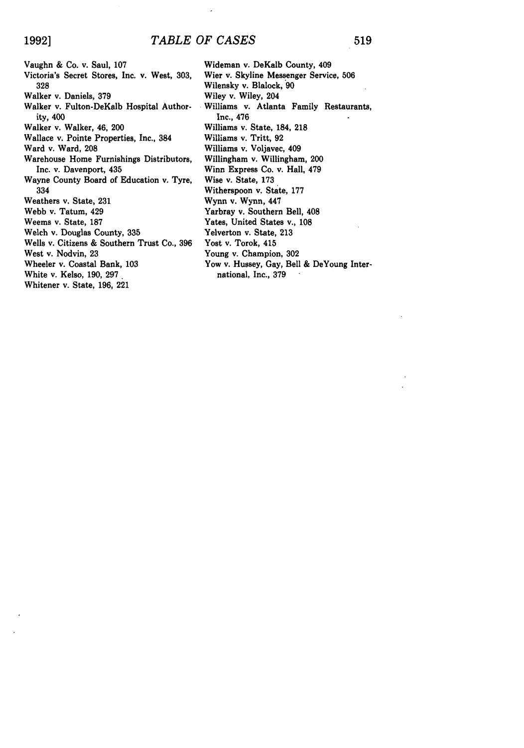Vaughn & Co. v. Saul, 107
Victoria's Secret Stores, Inc. v. West, 303, 328
Walker v. Daniels, 379
Walker v. Fulton-DeKalb Hospital Authority, 400
Walker v. Walker, 46, 200
Wallace v. Pointe Properties, Inc., 384
Ward v. Ward, 208
Warehouse Home Furnishings Distributors, Inc. v. Davenport, 435
Wayne County Board of Education v. Tyre, 334
Weathers v. State, 231
Webb v. Tatum, 429
Weems v. State, 187
Welch v. Douglas County, 335
Wells v. Citizens & Southern Trust Co., 396
West v. Nodvin, 23
Wheeler v. Coastal Bank, 103
White v. Kelso, 190, 297
Whitener v. State, 196, 221
Wideman v. DeKalb County, 409
Wier v. Skyline Messenger Service, 506
Wilensky v. Blalock, 90
Wiley v. Wiley, 204
Williams v. Atlanta Family Restaurants, Inc., 476
Williams v. State, 184, 218
Williams v. Tritt, 92
Williams v. Voljavec, 409
Willingham v. Willingham, 200
Winn Express Co. v. Hall, 479
Wise v. State, 173
Witherspoon v. State, 177
Wynn v. Wynn, 447
Yarbray v. Southern Bell, 408
Yates, United States v., 108
Yelverton v. State, 213
Yost v. Torok, 415
Young v. Champion, 302
Yow v. Hussey, Gay, Bell & DeYoung International, Inc., 379